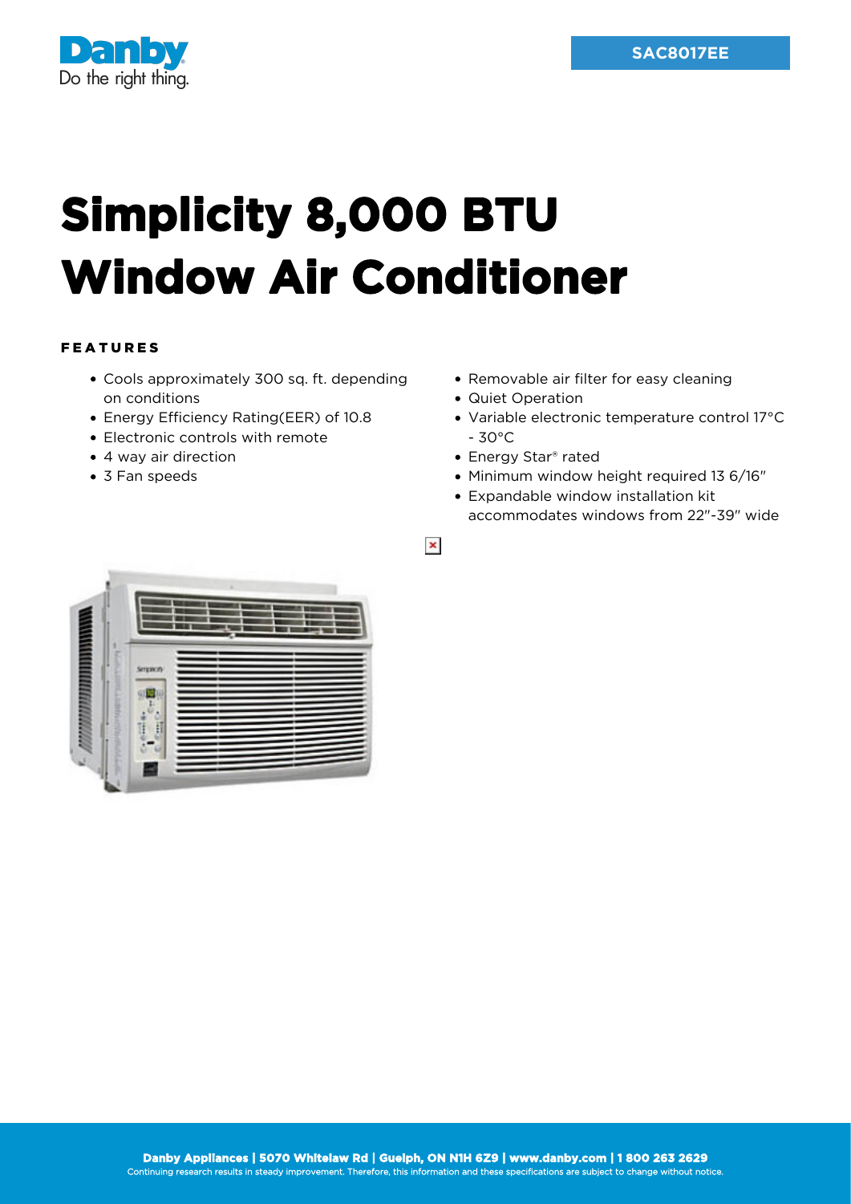SAC8017EE

# Simplicity 8,000 BTU Window Air Conditioner

## FEATURES

- Cools approximately 300 sq. ft. depending on conditions
- Energy Efficiency Rating(EER) of 10.8
- Electronic controls with remote
- 4 way air direction
- 3 Fan speeds
- Removable air filter for easy cleaning
- Quiet Operation
- Variable electronic temperature control 17°C - 30°C
- Energy Star® rated
- Minimum window height required 13 6/16"
- Expandable window installation kit accommodates windows from 22"-39" wide

**Danby Appliances | 5070 Whitelaw Rd | Guelph, ON N1H 6Z9 | www.danby.com | 1 800 263 2629**

Continuing research results in steady improvement. Therefore, this information and these specifications are subject to change without notice.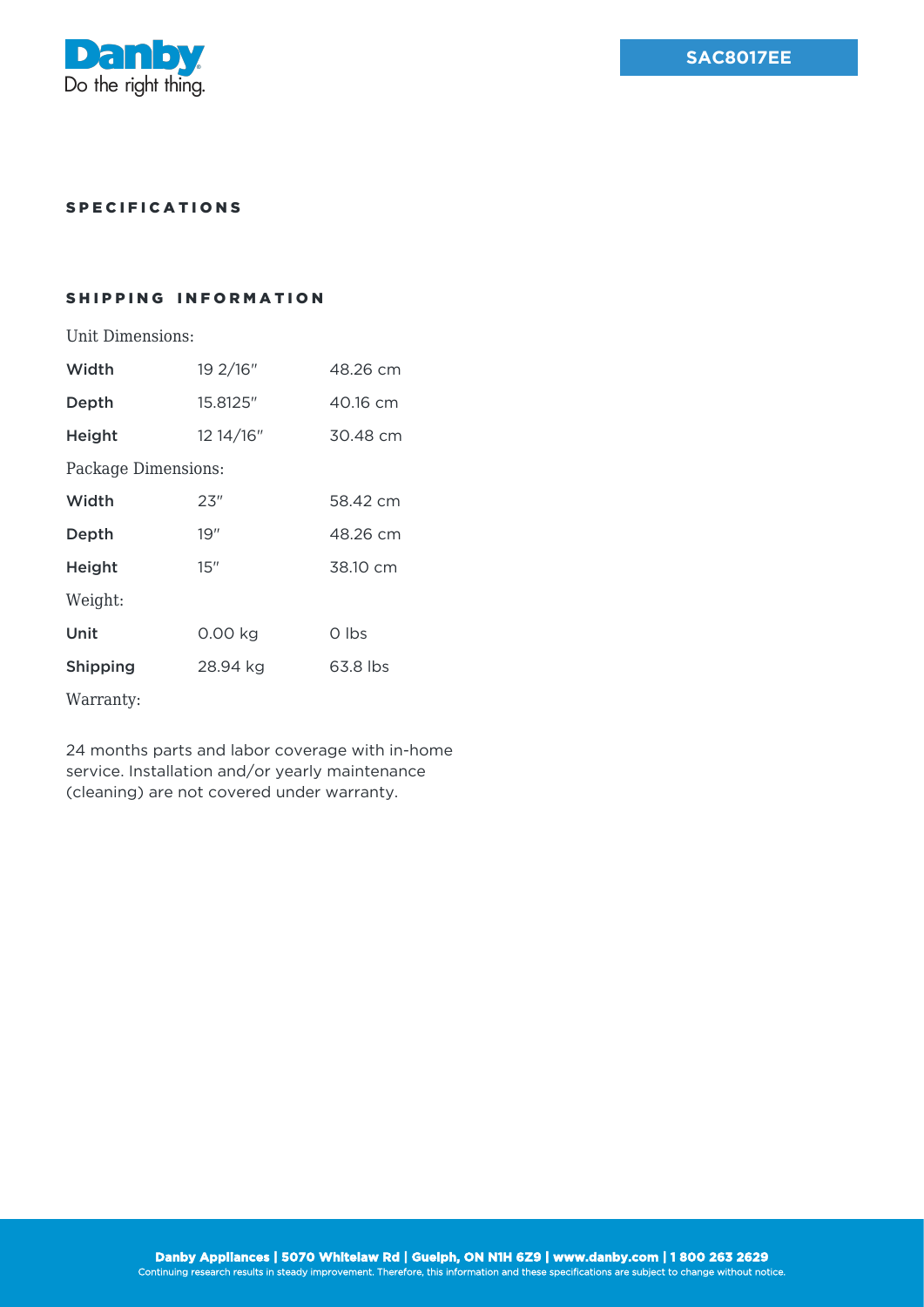SAC8017EE

## SPECIFICATIONS

### SHIPPING INFORMATION

Unit Dimensions:

| | | |
|---|---|---|
| **Width** | 19 2/16″ | 48.26 cm |
| **Depth** | 15.8125″ | 40.16 cm |
| **Height** | 12 14/16″ | 30.48 cm |

Package Dimensions:

| | | |
|---|---|---|
| **Width** | 23″ | 58.42 cm |
| **Depth** | 19″ | 48.26 cm |
| **Height** | 15″ | 38.10 cm |

Weight:

| | | |
|---|---|---|
| **Unit** | 0.00 kg | 0 lbs |
| **Shipping** | 28.94 kg | 63.8 lbs |

Warranty:

24 months parts and labor coverage with in-home service. Installation and/or yearly maintenance (cleaning) are not covered under warranty.

**Danby Appliances | 5070 Whitelaw Rd | Guelph, ON N1H 6Z9 | www.danby.com | 1 800 263 2629**
Continuing research results in steady improvement. Therefore, this information and these specifications are subject to change without notice.